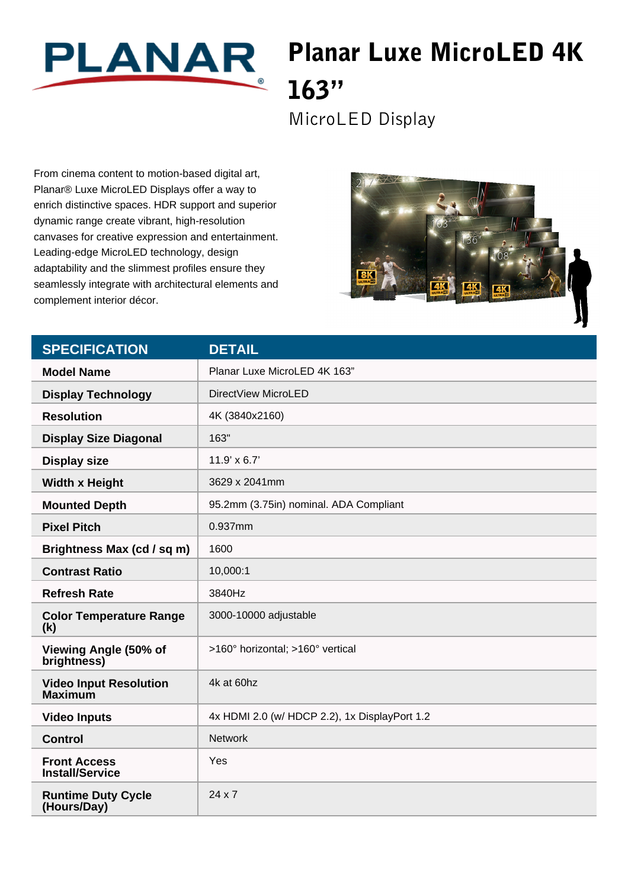# Planar Luxe MicroLED 4K 163"

MicroLED Display

From cinema content to motion-based digital art, Planar® Luxe MicroLED Displays offer a way to enrich distinctive spaces. HDR support and superior dynamic range create vibrant, high-resolution canvases for creative expression and entertainment. Leading-edge MicroLED technology, design adaptability and the slimmest profiles ensure they seamlessly integrate with architectural elements and complement interior décor.

| SPECIFICATION | DETAIL |
| --- | --- |
| **Model Name** | Planar Luxe MicroLED 4K 163" |
| **Display Technology** | DirectView MicroLED |
| **Resolution** | 4K (3840x2160) |
| **Display Size Diagonal** | 163" |
| **Display size** | 11.9' x 6.7' |
| **Width x Height** | 3629 x 2041mm |
| **Mounted Depth** | 95.2mm (3.75in) nominal. ADA Compliant |
| **Pixel Pitch** | 0.937mm |
| **Brightness Max (cd / sq m)** | 1600 |
| **Contrast Ratio** | 10,000:1 |
| **Refresh Rate** | 3840Hz |
| **Color Temperature Range (k)** | 3000-10000 adjustable |
| **Viewing Angle (50% of brightness)** | >160° horizontal; >160° vertical |
| **Video Input Resolution Maximum** | 4k at 60hz |
| **Video Inputs** | 4x HDMI 2.0 (w/ HDCP 2.2), 1x DisplayPort 1.2 |
| **Control** | Network |
| **Front Access Install/Service** | Yes |
| **Runtime Duty Cycle (Hours/Day)** | 24 x 7 |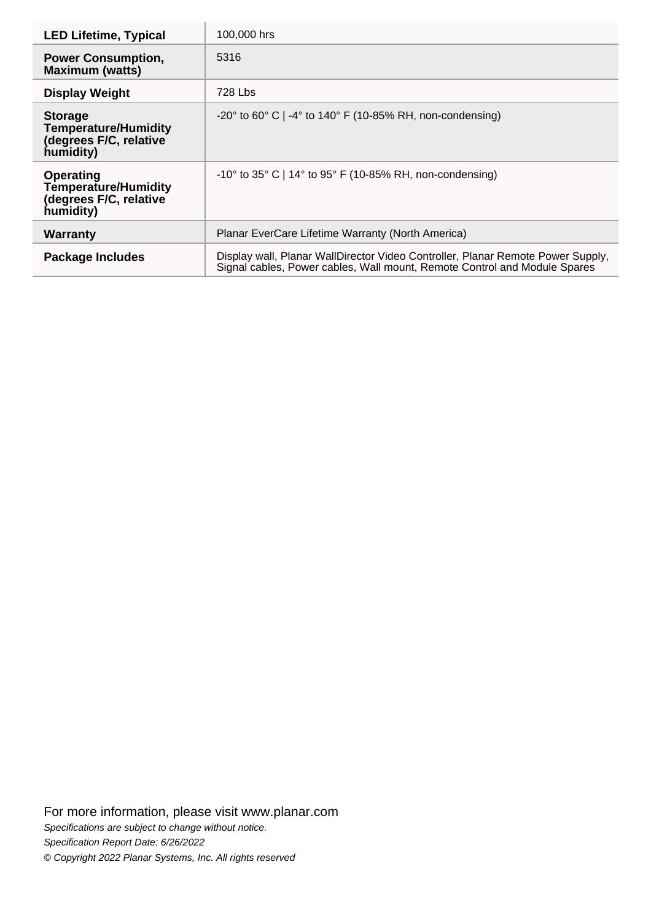| | |
|---|---|
| **LED Lifetime, Typical** | 100,000 hrs |
| **Power Consumption, Maximum (watts)** | 5316 |
| **Display Weight** | 728 Lbs |
| **Storage Temperature/Humidity (degrees F/C, relative humidity)** | -20° to 60° C \| -4° to 140° F (10-85% RH, non-condensing) |
| **Operating Temperature/Humidity (degrees F/C, relative humidity)** | -10° to 35° C \| 14° to 95° F (10-85% RH, non-condensing) |
| **Warranty** | Planar EverCare Lifetime Warranty (North America) |
| **Package Includes** | Display wall, Planar WallDirector Video Controller, Planar Remote Power Supply, Signal cables, Power cables, Wall mount, Remote Control and Module Spares |

For more information, please visit www.planar.com

*Specifications are subject to change without notice.*

*Specification Report Date: 6/26/2022*

*© Copyright 2022 Planar Systems, Inc. All rights reserved*